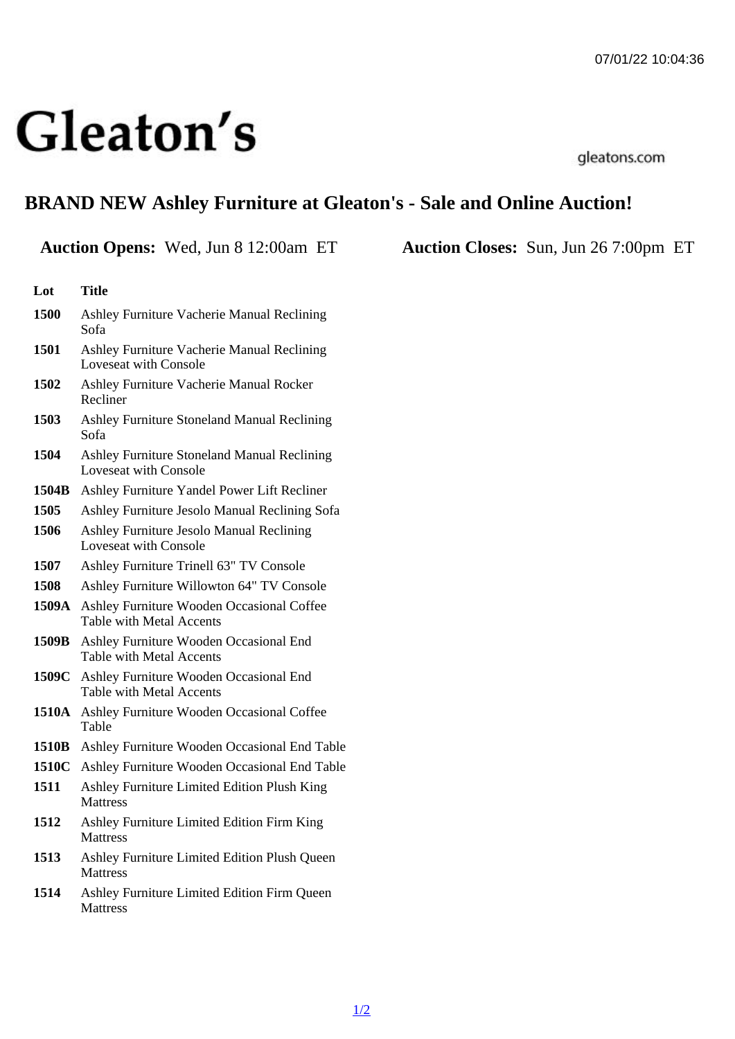# Gleaton's

gleatons.com

## BRAND NEW Ashley Furniture at Gleaton's - Sale and Online Auction!

**Auction Opens:** Wed, Jun 8 12:00am ET **Auction Closes:** Sun, Jun 26 7:00pm ET

| Lot | Title |
| --- | --- |
| 1500 | Ashley Furniture Vacherie Manual Reclining Sofa |
| 1501 | Ashley Furniture Vacherie Manual Reclining Loveseat with Console |
| 1502 | Ashley Furniture Vacherie Manual Rocker Recliner |
| 1503 | Ashley Furniture Stoneland Manual Reclining Sofa |
| 1504 | Ashley Furniture Stoneland Manual Reclining Loveseat with Console |
| 1504B | Ashley Furniture Yandel Power Lift Recliner |
| 1505 | Ashley Furniture Jesolo Manual Reclining Sofa |
| 1506 | Ashley Furniture Jesolo Manual Reclining Loveseat with Console |
| 1507 | Ashley Furniture Trinell 63" TV Console |
| 1508 | Ashley Furniture Willowton 64" TV Console |
| 1509A | Ashley Furniture Wooden Occasional Coffee Table with Metal Accents |
| 1509B | Ashley Furniture Wooden Occasional End Table with Metal Accents |
| 1509C | Ashley Furniture Wooden Occasional End Table with Metal Accents |
| 1510A | Ashley Furniture Wooden Occasional Coffee Table |
| 1510B | Ashley Furniture Wooden Occasional End Table |
| 1510C | Ashley Furniture Wooden Occasional End Table |
| 1511 | Ashley Furniture Limited Edition Plush King Mattress |
| 1512 | Ashley Furniture Limited Edition Firm King Mattress |
| 1513 | Ashley Furniture Limited Edition Plush Queen Mattress |
| 1514 | Ashley Furniture Limited Edition Firm Queen Mattress |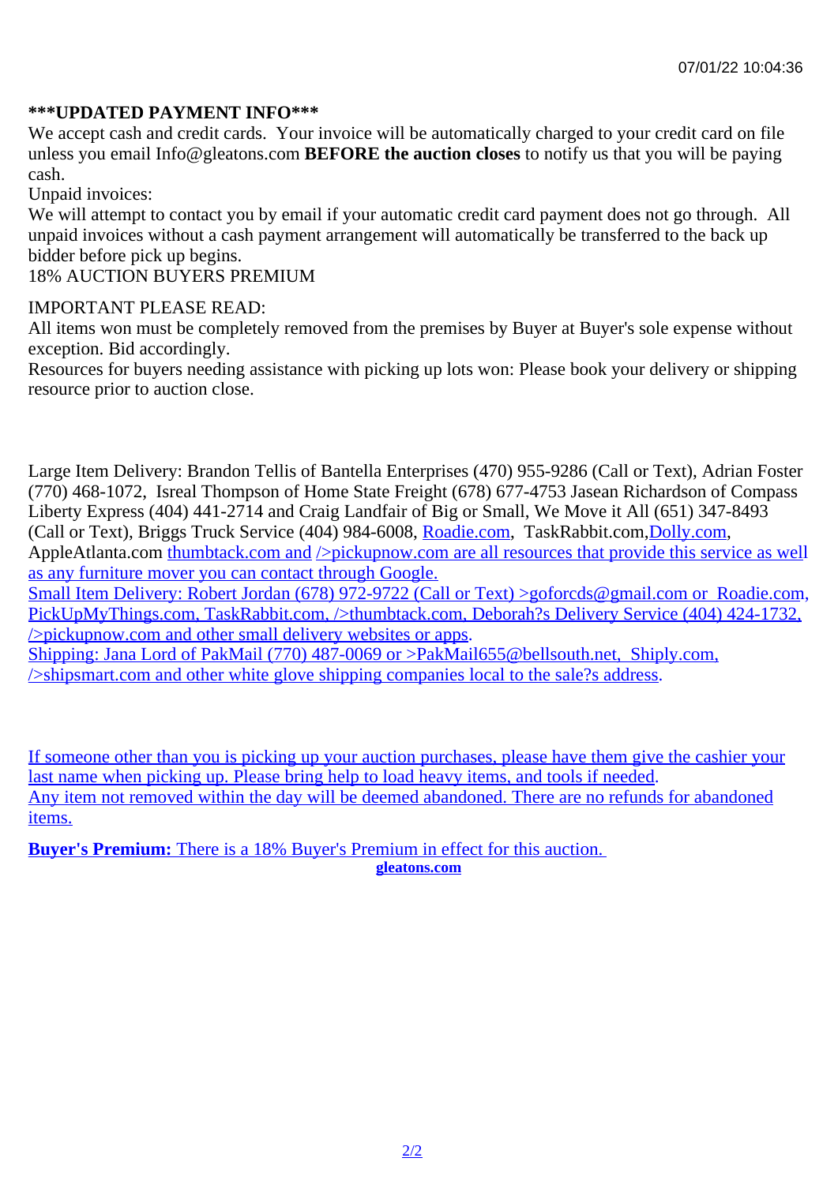**\*\*\*UPDATED PAYMENT INFO\*\*\***

We accept cash and credit cards. Your invoice will be automatically charged to your credit card on file unless you email Info@gleatons.com **BEFORE the auction closes** to notify us that you will be paying cash.

Unpaid invoices:

We will attempt to contact you by email if your automatic credit card payment does not go through. All unpaid invoices without a cash payment arrangement will automatically be transferred to the back up bidder before pick up begins.

18% AUCTION BUYERS PREMIUM

IMPORTANT PLEASE READ:

All items won must be completely removed from the premises by Buyer at Buyer's sole expense without exception. Bid accordingly.

Resources for buyers needing assistance with picking up lots won: Please book your delivery or shipping resource prior to auction close.

Large Item Delivery: Brandon Tellis of Bantella Enterprises (470) 955-9286 (Call or Text), Adrian Foster (770) 468-1072, Isreal Thompson of Home State Freight (678) 677-4753 Jasean Richardson of Compass Liberty Express (404) 441-2714 and Craig Landfair of Big or Small, We Move it All (651) 347-8493 (Call or Text), Briggs Truck Service (404) 984-6008, Roadie.com, TaskRabbit.com, Dolly.com, AppleAtlanta.com thumbtack.com and />pickupnow.com are all resources that provide this service as well as any furniture mover you can contact through Google.

Small Item Delivery: Robert Jordan (678) 972-9722 (Call or Text) >goforcds@gmail.com or Roadie.com, PickUpMyThings.com, TaskRabbit.com, />thumbtack.com, Deborah?s Delivery Service (404) 424-1732, />pickupnow.com and other small delivery websites or apps.

Shipping: Jana Lord of PakMail (770) 487-0069 or >PakMail655@bellsouth.net, Shiply.com, />shipsmart.com and other white glove shipping companies local to the sale?s address.

If someone other than you is picking up your auction purchases, please have them give the cashier your last name when picking up. Please bring help to load heavy items, and tools if needed.

Any item not removed within the day will be deemed abandoned. There are no refunds for abandoned items.

**Buyer's Premium:** There is a 18% Buyer's Premium in effect for this auction.

**gleatons.com**